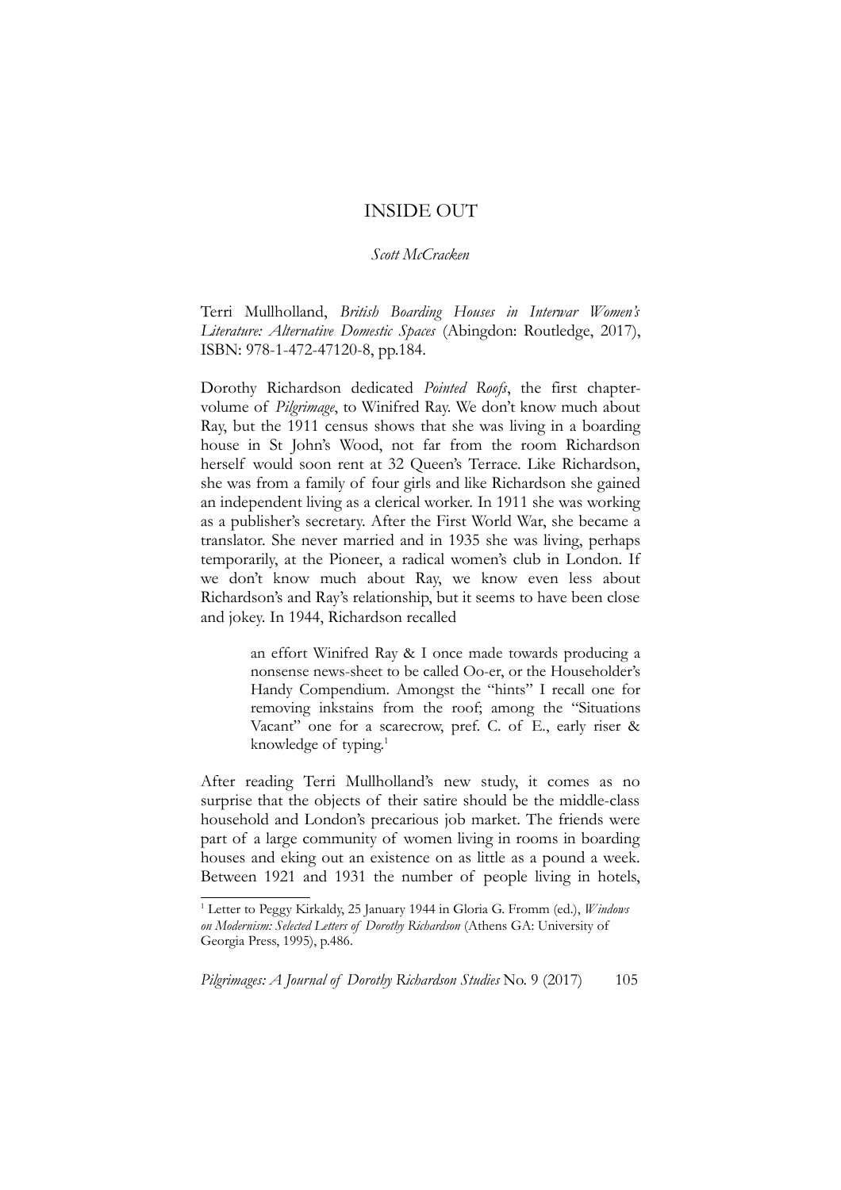# INSIDE OUT

*Scott McCracken*

Terri Mullholland, *British Boarding Houses in Interwar Women's Literature: Alternative Domestic Spaces* (Abingdon: Routledge, 2017), ISBN: 978-1-472-47120-8, pp.184.

Dorothy Richardson dedicated *Pointed Roofs*, the first chapter-volume of *Pilgrimage*, to Winifred Ray. We don't know much about Ray, but the 1911 census shows that she was living in a boarding house in St John's Wood, not far from the room Richardson herself would soon rent at 32 Queen's Terrace. Like Richardson, she was from a family of four girls and like Richardson she gained an independent living as a clerical worker. In 1911 she was working as a publisher's secretary. After the First World War, she became a translator. She never married and in 1935 she was living, perhaps temporarily, at the Pioneer, a radical women's club in London. If we don't know much about Ray, we know even less about Richardson's and Ray's relationship, but it seems to have been close and jokey. In 1944, Richardson recalled

> an effort Winifred Ray & I once made towards producing a nonsense news-sheet to be called Oo-er, or the Householder's Handy Compendium. Amongst the "hints" I recall one for removing inkstains from the roof; among the "Situations Vacant" one for a scarecrow, pref. C. of E., early riser & knowledge of typing.[1]

After reading Terri Mullholland's new study, it comes as no surprise that the objects of their satire should be the middle-class household and London's precarious job market. The friends were part of a large community of women living in rooms in boarding houses and eking out an existence on as little as a pound a week. Between 1921 and 1931 the number of people living in hotels,

---

[1] Letter to Peggy Kirkaldy, 25 January 1944 in Gloria G. Fromm (ed.), *Windows on Modernism: Selected Letters of Dorothy Richardson* (Athens GA: University of Georgia Press, 1995), p.486.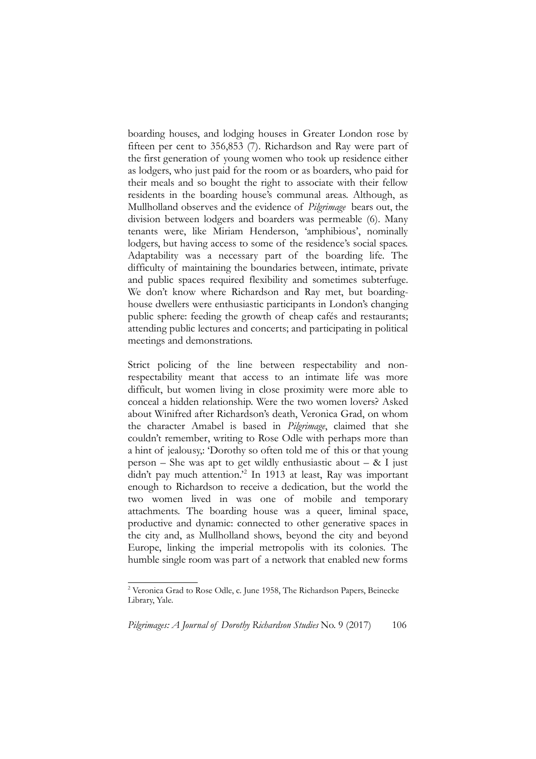boarding houses, and lodging houses in Greater London rose by fifteen per cent to 356,853 (7). Richardson and Ray were part of the first generation of young women who took up residence either as lodgers, who just paid for the room or as boarders, who paid for their meals and so bought the right to associate with their fellow residents in the boarding house's communal areas. Although, as Mullholland observes and the evidence of *Pilgrimage* bears out, the division between lodgers and boarders was permeable (6). Many tenants were, like Miriam Henderson, 'amphibious', nominally lodgers, but having access to some of the residence's social spaces. Adaptability was a necessary part of the boarding life. The difficulty of maintaining the boundaries between, intimate, private and public spaces required flexibility and sometimes subterfuge. We don't know where Richardson and Ray met, but boarding-house dwellers were enthusiastic participants in London's changing public sphere: feeding the growth of cheap cafés and restaurants; attending public lectures and concerts; and participating in political meetings and demonstrations.

Strict policing of the line between respectability and non-respectability meant that access to an intimate life was more difficult, but women living in close proximity were more able to conceal a hidden relationship. Were the two women lovers? Asked about Winifred after Richardson's death, Veronica Grad, on whom the character Amabel is based in *Pilgrimage*, claimed that she couldn't remember, writing to Rose Odle with perhaps more than a hint of jealousy,: 'Dorothy so often told me of this or that young person – She was apt to get wildly enthusiastic about – & I just didn't pay much attention.'[2] In 1913 at least, Ray was important enough to Richardson to receive a dedication, but the world the two women lived in was one of mobile and temporary attachments. The boarding house was a queer, liminal space, productive and dynamic: connected to other generative spaces in the city and, as Mullholland shows, beyond the city and beyond Europe, linking the imperial metropolis with its colonies. The humble single room was part of a network that enabled new forms

[2] Veronica Grad to Rose Odle, c. June 1958, The Richardson Papers, Beinecke Library, Yale.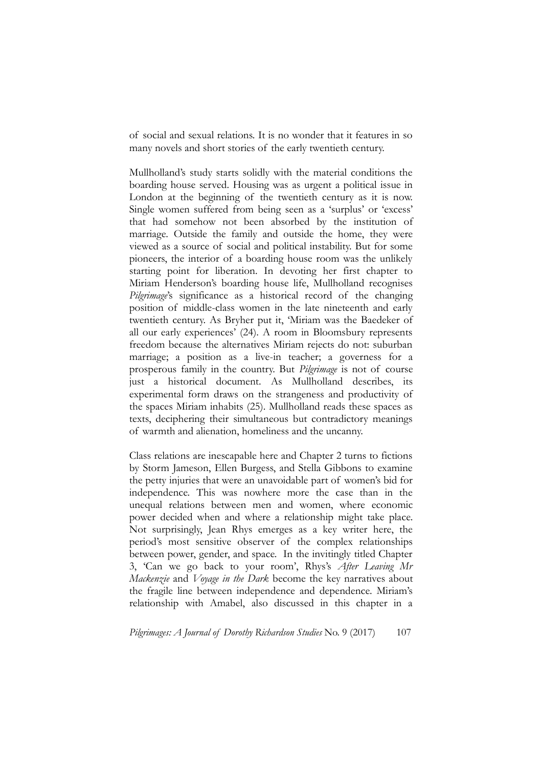of social and sexual relations. It is no wonder that it features in so many novels and short stories of the early twentieth century.

Mullholland's study starts solidly with the material conditions the boarding house served. Housing was as urgent a political issue in London at the beginning of the twentieth century as it is now. Single women suffered from being seen as a 'surplus' or 'excess' that had somehow not been absorbed by the institution of marriage. Outside the family and outside the home, they were viewed as a source of social and political instability. But for some pioneers, the interior of a boarding house room was the unlikely starting point for liberation. In devoting her first chapter to Miriam Henderson's boarding house life, Mullholland recognises *Pilgrimage*'s significance as a historical record of the changing position of middle-class women in the late nineteenth and early twentieth century. As Bryher put it, 'Miriam was the Baedeker of all our early experiences' (24). A room in Bloomsbury represents freedom because the alternatives Miriam rejects do not: suburban marriage; a position as a live-in teacher; a governess for a prosperous family in the country. But *Pilgrimage* is not of course just a historical document. As Mullholland describes, its experimental form draws on the strangeness and productivity of the spaces Miriam inhabits (25). Mullholland reads these spaces as texts, deciphering their simultaneous but contradictory meanings of warmth and alienation, homeliness and the uncanny.

Class relations are inescapable here and Chapter 2 turns to fictions by Storm Jameson, Ellen Burgess, and Stella Gibbons to examine the petty injuries that were an unavoidable part of women's bid for independence. This was nowhere more the case than in the unequal relations between men and women, where economic power decided when and where a relationship might take place. Not surprisingly, Jean Rhys emerges as a key writer here, the period's most sensitive observer of the complex relationships between power, gender, and space. In the invitingly titled Chapter 3, 'Can we go back to your room', Rhys's *After Leaving Mr Mackenzie* and *Voyage in the Dark* become the key narratives about the fragile line between independence and dependence. Miriam's relationship with Amabel, also discussed in this chapter in a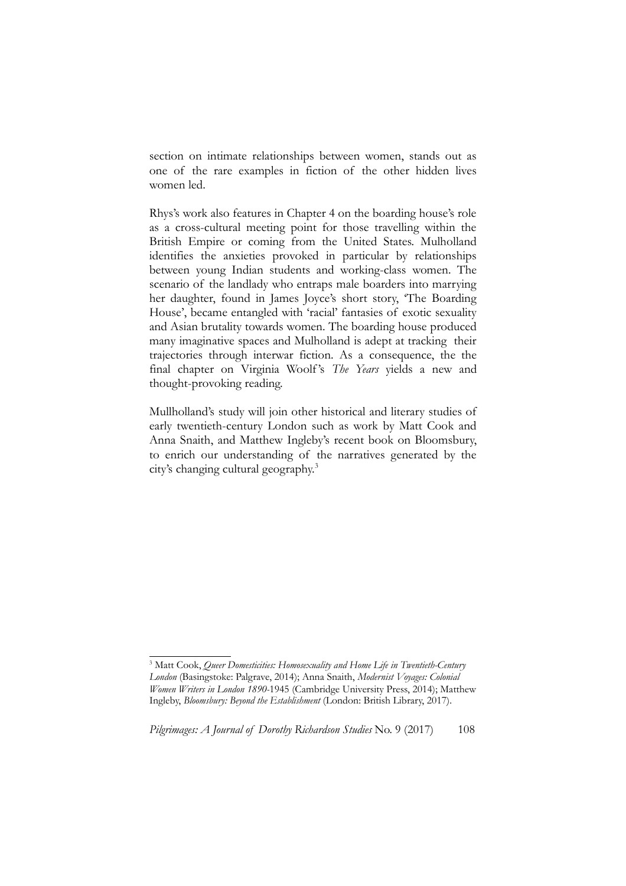section on intimate relationships between women, stands out as one of the rare examples in fiction of the other hidden lives women led.

Rhys's work also features in Chapter 4 on the boarding house's role as a cross-cultural meeting point for those travelling within the British Empire or coming from the United States. Mulholland identifies the anxieties provoked in particular by relationships between young Indian students and working-class women. The scenario of the landlady who entraps male boarders into marrying her daughter, found in James Joyce's short story, 'The Boarding House', became entangled with 'racial' fantasies of exotic sexuality and Asian brutality towards women. The boarding house produced many imaginative spaces and Mulholland is adept at tracking their trajectories through interwar fiction. As a consequence, the the final chapter on Virginia Woolf's *The Years* yields a new and thought-provoking reading.

Mullholland's study will join other historical and literary studies of early twentieth-century London such as work by Matt Cook and Anna Snaith, and Matthew Ingleby's recent book on Bloomsbury, to enrich our understanding of the narratives generated by the city's changing cultural geography.[3]

---

[3] Matt Cook, *Queer Domesticities: Homosexuality and Home Life in Twentieth-Century London* (Basingstoke: Palgrave, 2014); Anna Snaith, *Modernist Voyages: Colonial Women Writers in London 1890*-1945 (Cambridge University Press, 2014); Matthew Ingleby, *Bloomsbury: Beyond the Establishment* (London: British Library, 2017).